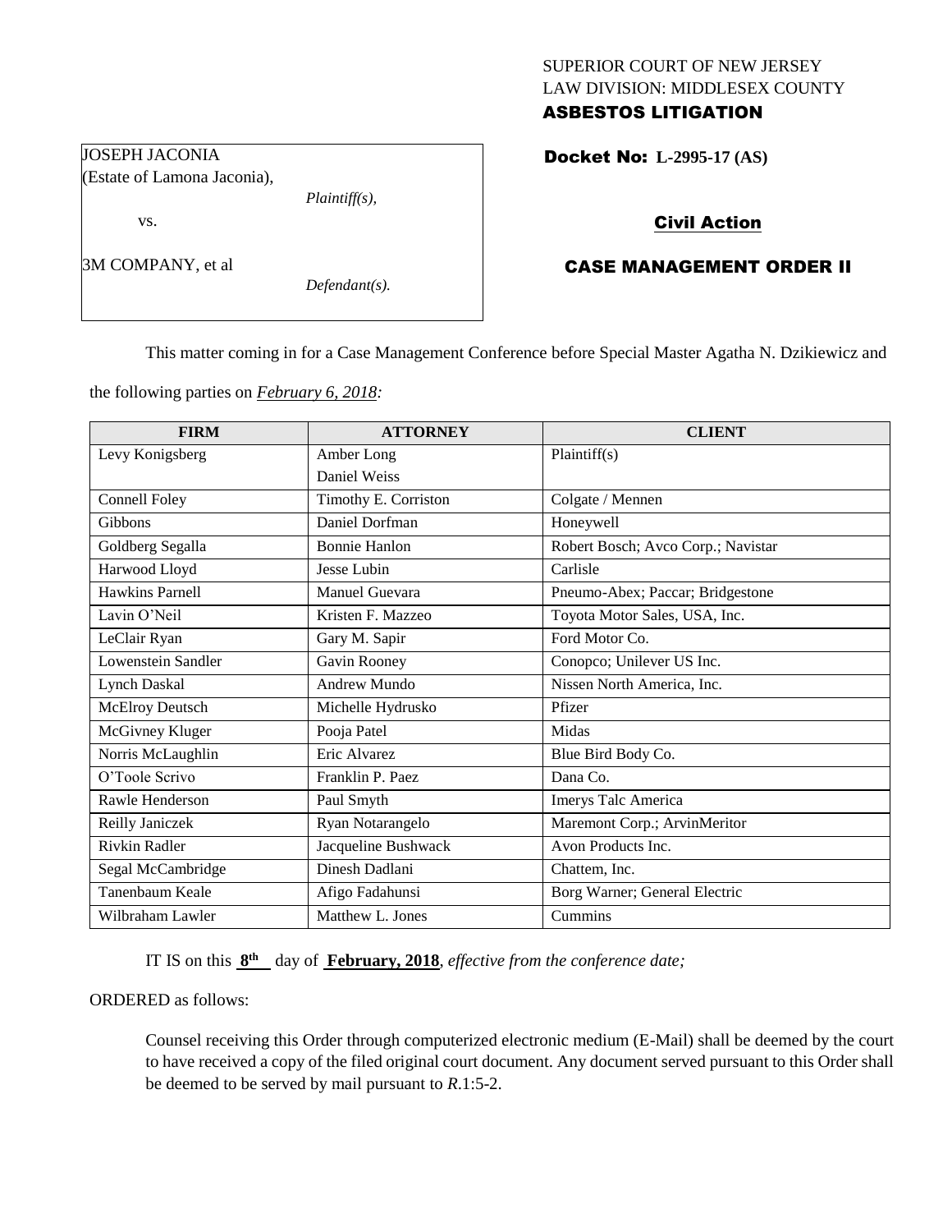SUPERIOR COURT OF NEW JERSEY
LAW DIVISION: MIDDLESEX COUNTY

**ASBESTOS LITIGATION**

JOSEPH JACONIA
(Estate of Lamona Jaconia),
*Plaintiff(s),*

vs.

3M COMPANY, et al
*Defendant(s).*

**Docket No: L-2995-17 (AS)**

**Civil Action**

**CASE MANAGEMENT ORDER II**

This matter coming in for a Case Management Conference before Special Master Agatha N. Dzikiewicz and the following parties on *February 6, 2018:*

| FIRM | ATTORNEY | CLIENT |
|---|---|---|
| Levy Konigsberg | Amber Long<br>Daniel Weiss | Plaintiff(s) |
| Connell Foley | Timothy E. Corriston | Colgate / Mennen |
| Gibbons | Daniel Dorfman | Honeywell |
| Goldberg Segalla | Bonnie Hanlon | Robert Bosch; Avco Corp.; Navistar |
| Harwood Lloyd | Jesse Lubin | Carlisle |
| Hawkins Parnell | Manuel Guevara | Pneumo-Abex; Paccar; Bridgestone |
| Lavin O'Neil | Kristen F. Mazzeo | Toyota Motor Sales, USA, Inc. |
| LeClair Ryan | Gary M. Sapir | Ford Motor Co. |
| Lowenstein Sandler | Gavin Rooney | Conopco; Unilever US Inc. |
| Lynch Daskal | Andrew Mundo | Nissen North America, Inc. |
| McElroy Deutsch | Michelle Hydrusko | Pfizer |
| McGivney Kluger | Pooja Patel | Midas |
| Norris McLaughlin | Eric Alvarez | Blue Bird Body Co. |
| O'Toole Scrivo | Franklin P. Paez | Dana Co. |
| Rawle Henderson | Paul Smyth | Imerys Talc America |
| Reilly Janiczek | Ryan Notarangelo | Maremont Corp.; ArvinMeritor |
| Rivkin Radler | Jacqueline Bushwack | Avon Products Inc. |
| Segal McCambridge | Dinesh Dadlani | Chattem, Inc. |
| Tanenbaum Keale | Afigo Fadahunsi | Borg Warner; General Electric |
| Wilbraham Lawler | Matthew L. Jones | Cummins |

IT IS on this **8th** day of **February, 2018**, *effective from the conference date;*

ORDERED as follows:

Counsel receiving this Order through computerized electronic medium (E-Mail) shall be deemed by the court to have received a copy of the filed original court document. Any document served pursuant to this Order shall be deemed to be served by mail pursuant to *R*.1:5-2.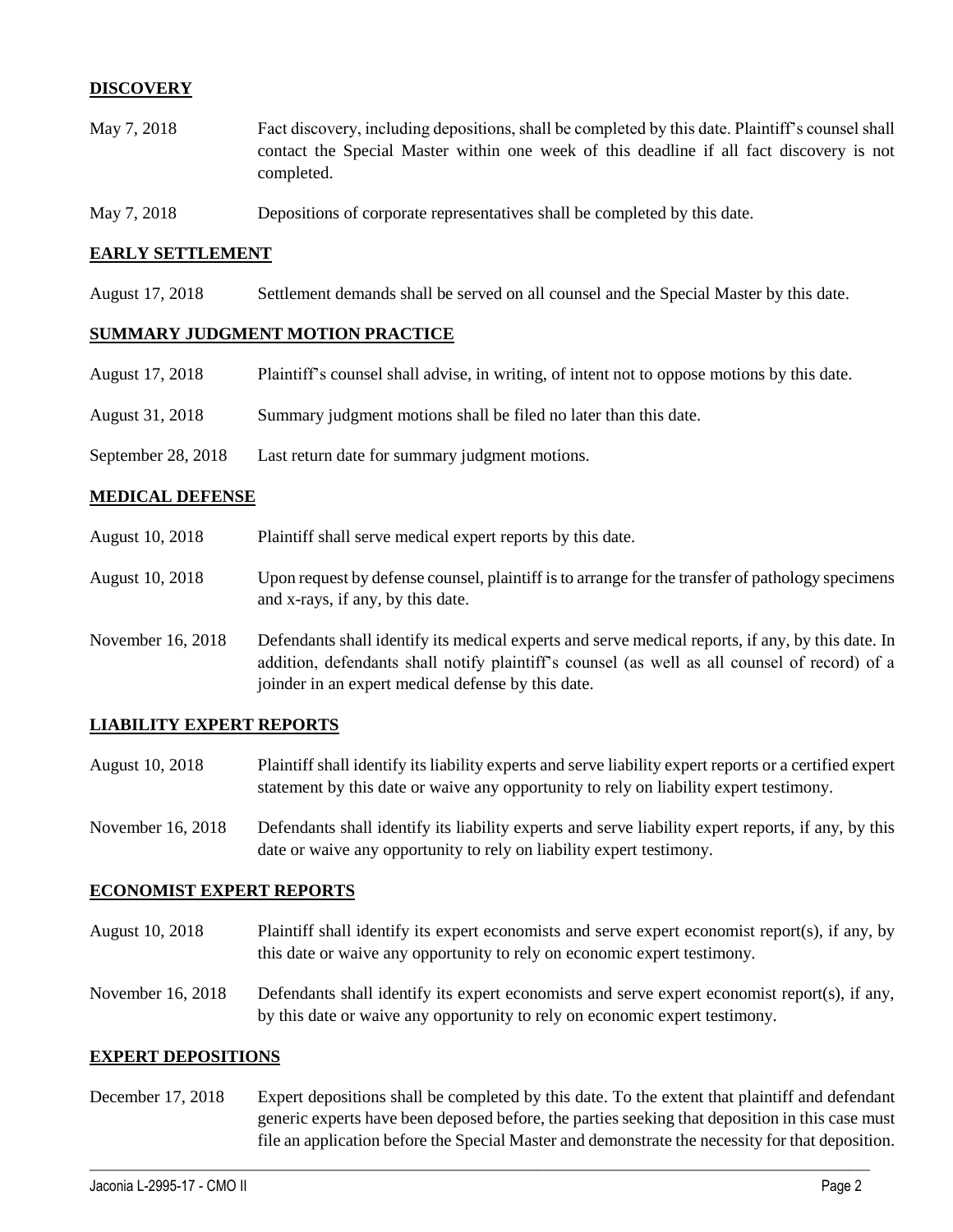## DISCOVERY

May 7, 2018 — Fact discovery, including depositions, shall be completed by this date. Plaintiff's counsel shall contact the Special Master within one week of this deadline if all fact discovery is not completed.

May 7, 2018 — Depositions of corporate representatives shall be completed by this date.

## EARLY SETTLEMENT

August 17, 2018 — Settlement demands shall be served on all counsel and the Special Master by this date.

## SUMMARY JUDGMENT MOTION PRACTICE

August 17, 2018 — Plaintiff's counsel shall advise, in writing, of intent not to oppose motions by this date.

August 31, 2018 — Summary judgment motions shall be filed no later than this date.

September 28, 2018 — Last return date for summary judgment motions.

## MEDICAL DEFENSE

August 10, 2018 — Plaintiff shall serve medical expert reports by this date.

August 10, 2018 — Upon request by defense counsel, plaintiff is to arrange for the transfer of pathology specimens and x-rays, if any, by this date.

November 16, 2018 — Defendants shall identify its medical experts and serve medical reports, if any, by this date. In addition, defendants shall notify plaintiff's counsel (as well as all counsel of record) of a joinder in an expert medical defense by this date.

## LIABILITY EXPERT REPORTS

August 10, 2018 — Plaintiff shall identify its liability experts and serve liability expert reports or a certified expert statement by this date or waive any opportunity to rely on liability expert testimony.

November 16, 2018 — Defendants shall identify its liability experts and serve liability expert reports, if any, by this date or waive any opportunity to rely on liability expert testimony.

## ECONOMIST EXPERT REPORTS

August 10, 2018 — Plaintiff shall identify its expert economists and serve expert economist report(s), if any, by this date or waive any opportunity to rely on economic expert testimony.

November 16, 2018 — Defendants shall identify its expert economists and serve expert economist report(s), if any, by this date or waive any opportunity to rely on economic expert testimony.

## EXPERT DEPOSITIONS

December 17, 2018 — Expert depositions shall be completed by this date. To the extent that plaintiff and defendant generic experts have been deposed before, the parties seeking that deposition in this case must file an application before the Special Master and demonstrate the necessity for that deposition.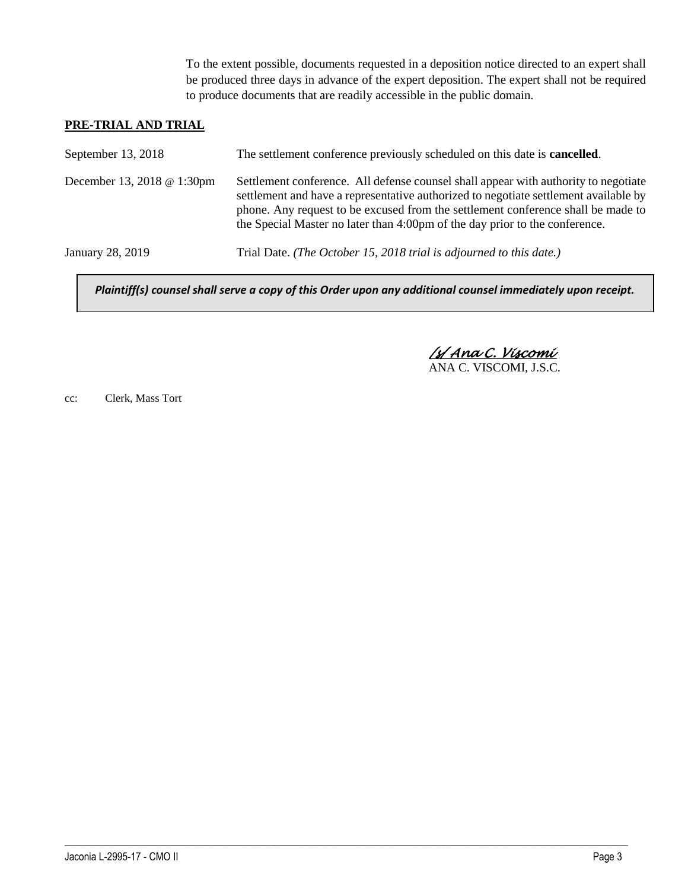To the extent possible, documents requested in a deposition notice directed to an expert shall be produced three days in advance of the expert deposition. The expert shall not be required to produce documents that are readily accessible in the public domain.

**PRE-TRIAL AND TRIAL**

| | |
|---|---|
| September 13, 2018 | The settlement conference previously scheduled on this date is **cancelled**. |
| December 13, 2018 @ 1:30pm | Settlement conference. All defense counsel shall appear with authority to negotiate settlement and have a representative authorized to negotiate settlement available by phone. Any request to be excused from the settlement conference shall be made to the Special Master no later than 4:00pm of the day prior to the conference. |
| January 28, 2019 | Trial Date. *(The October 15, 2018 trial is adjourned to this date.)* |

***Plaintiff(s) counsel shall serve a copy of this Order upon any additional counsel immediately upon receipt.***

/s/ Ana C. Viscomi
ANA C. VISCOMI, J.S.C.

cc: Clerk, Mass Tort